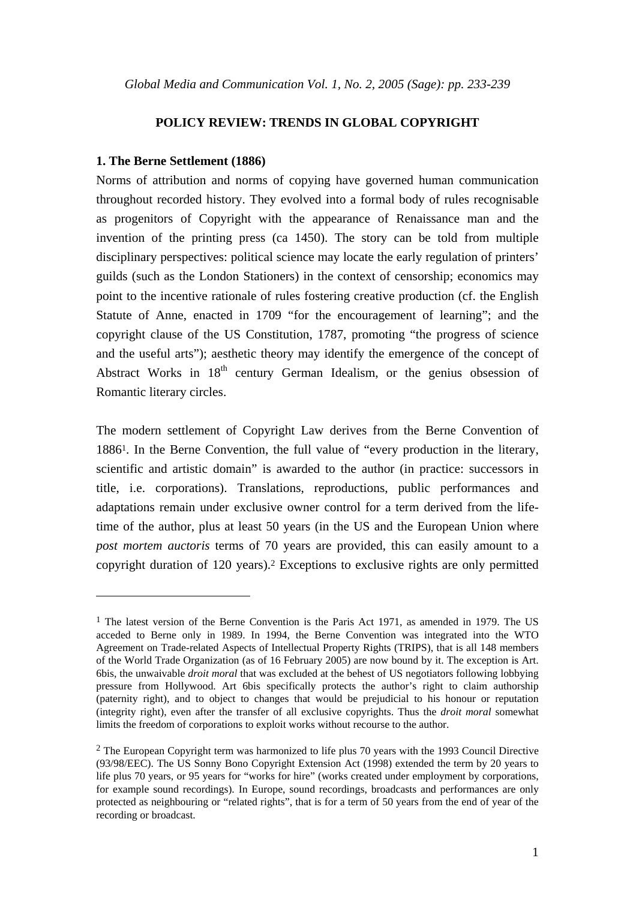*Global Media and Communication Vol. 1, No. 2, 2005 (Sage): pp. 233-239*

# POLICY REVIEW: TRENDS IN GLOBAL COPYRIGHT

## 1. The Berne Settlement (1886)

Norms of attribution and norms of copying have governed human communication throughout recorded history. They evolved into a formal body of rules recognisable as progenitors of Copyright with the appearance of Renaissance man and the invention of the printing press (ca 1450). The story can be told from multiple disciplinary perspectives: political science may locate the early regulation of printers' guilds (such as the London Stationers) in the context of censorship; economics may point to the incentive rationale of rules fostering creative production (cf. the English Statute of Anne, enacted in 1709 "for the encouragement of learning"; and the copyright clause of the US Constitution, 1787, promoting "the progress of science and the useful arts"); aesthetic theory may identify the emergence of the concept of Abstract Works in 18th century German Idealism, or the genius obsession of Romantic literary circles.

The modern settlement of Copyright Law derives from the Berne Convention of 1886[1]. In the Berne Convention, the full value of "every production in the literary, scientific and artistic domain" is awarded to the author (in practice: successors in title, i.e. corporations). Translations, reproductions, public performances and adaptations remain under exclusive owner control for a term derived from the life-time of the author, plus at least 50 years (in the US and the European Union where *post mortem auctoris* terms of 70 years are provided, this can easily amount to a copyright duration of 120 years).[2] Exceptions to exclusive rights are only permitted

---

[1] The latest version of the Berne Convention is the Paris Act 1971, as amended in 1979. The US acceded to Berne only in 1989. In 1994, the Berne Convention was integrated into the WTO Agreement on Trade-related Aspects of Intellectual Property Rights (TRIPS), that is all 148 members of the World Trade Organization (as of 16 February 2005) are now bound by it. The exception is Art. 6bis, the unwaivable *droit moral* that was excluded at the behest of US negotiators following lobbying pressure from Hollywood. Art 6bis specifically protects the author's right to claim authorship (paternity right), and to object to changes that would be prejudicial to his honour or reputation (integrity right), even after the transfer of all exclusive copyrights. Thus the *droit moral* somewhat limits the freedom of corporations to exploit works without recourse to the author.

[2] The European Copyright term was harmonized to life plus 70 years with the 1993 Council Directive (93/98/EEC). The US Sonny Bono Copyright Extension Act (1998) extended the term by 20 years to life plus 70 years, or 95 years for "works for hire" (works created under employment by corporations, for example sound recordings). In Europe, sound recordings, broadcasts and performances are only protected as neighbouring or "related rights", that is for a term of 50 years from the end of year of the recording or broadcast.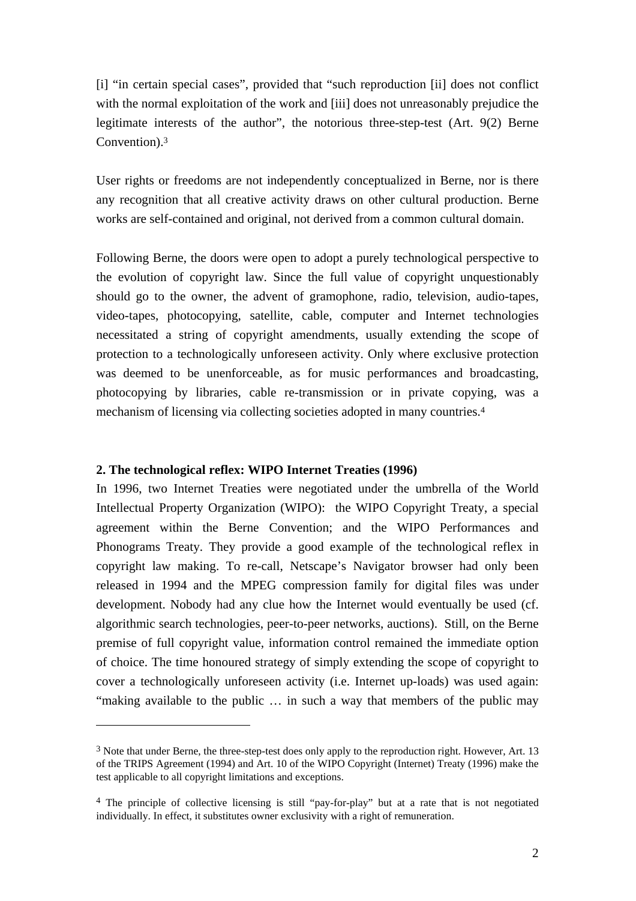[i] “in certain special cases”, provided that “such reproduction [ii] does not conflict with the normal exploitation of the work and [iii] does not unreasonably prejudice the legitimate interests of the author”, the notorious three-step-test (Art. 9(2) Berne Convention).[3]

User rights or freedoms are not independently conceptualized in Berne, nor is there any recognition that all creative activity draws on other cultural production. Berne works are self-contained and original, not derived from a common cultural domain.

Following Berne, the doors were open to adopt a purely technological perspective to the evolution of copyright law. Since the full value of copyright unquestionably should go to the owner, the advent of gramophone, radio, television, audio-tapes, video-tapes, photocopying, satellite, cable, computer and Internet technologies necessitated a string of copyright amendments, usually extending the scope of protection to a technologically unforeseen activity. Only where exclusive protection was deemed to be unenforceable, as for music performances and broadcasting, photocopying by libraries, cable re-transmission or in private copying, was a mechanism of licensing via collecting societies adopted in many countries.[4]

## 2. The technological reflex: WIPO Internet Treaties (1996)

In 1996, two Internet Treaties were negotiated under the umbrella of the World Intellectual Property Organization (WIPO): the WIPO Copyright Treaty, a special agreement within the Berne Convention; and the WIPO Performances and Phonograms Treaty. They provide a good example of the technological reflex in copyright law making. To re-call, Netscape’s Navigator browser had only been released in 1994 and the MPEG compression family for digital files was under development. Nobody had any clue how the Internet would eventually be used (cf. algorithmic search technologies, peer-to-peer networks, auctions). Still, on the Berne premise of full copyright value, information control remained the immediate option of choice. The time honoured strategy of simply extending the scope of copyright to cover a technologically unforeseen activity (i.e. Internet up-loads) was used again: “making available to the public … in such a way that members of the public may

---

[3] Note that under Berne, the three-step-test does only apply to the reproduction right. However, Art. 13 of the TRIPS Agreement (1994) and Art. 10 of the WIPO Copyright (Internet) Treaty (1996) make the test applicable to all copyright limitations and exceptions.

[4] The principle of collective licensing is still “pay-for-play” but at a rate that is not negotiated individually. In effect, it substitutes owner exclusivity with a right of remuneration.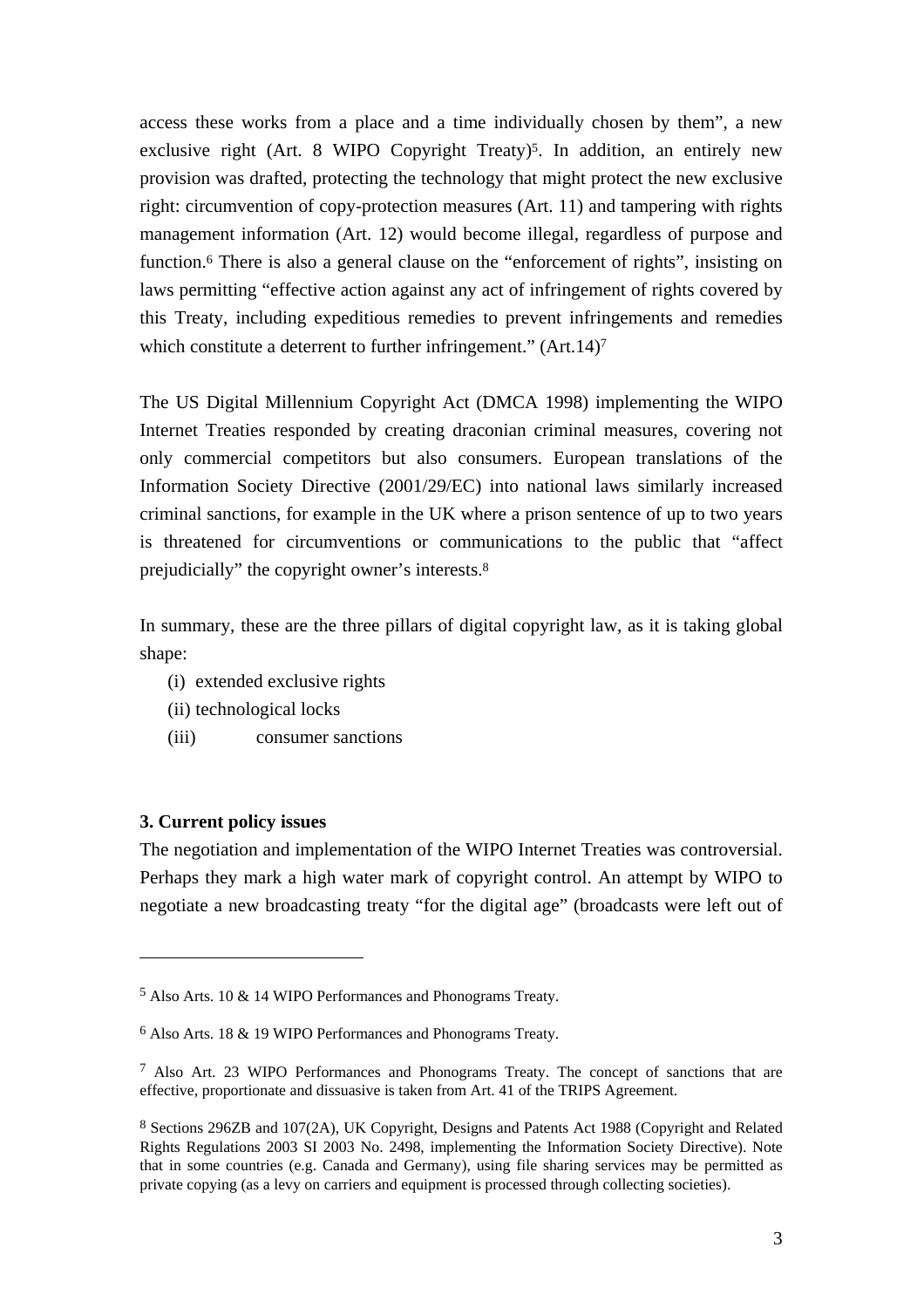access these works from a place and a time individually chosen by them", a new exclusive right (Art. 8 WIPO Copyright Treaty)[5]. In addition, an entirely new provision was drafted, protecting the technology that might protect the new exclusive right: circumvention of copy-protection measures (Art. 11) and tampering with rights management information (Art. 12) would become illegal, regardless of purpose and function.[6] There is also a general clause on the "enforcement of rights", insisting on laws permitting "effective action against any act of infringement of rights covered by this Treaty, including expeditious remedies to prevent infringements and remedies which constitute a deterrent to further infringement." (Art.14)[7]

The US Digital Millennium Copyright Act (DMCA 1998) implementing the WIPO Internet Treaties responded by creating draconian criminal measures, covering not only commercial competitors but also consumers. European translations of the Information Society Directive (2001/29/EC) into national laws similarly increased criminal sanctions, for example in the UK where a prison sentence of up to two years is threatened for circumventions or communications to the public that "affect prejudicially" the copyright owner's interests.[8]

In summary, these are the three pillars of digital copyright law, as it is taking global shape:

(i) extended exclusive rights
(ii) technological locks
(iii) consumer sanctions

### 3. Current policy issues

The negotiation and implementation of the WIPO Internet Treaties was controversial. Perhaps they mark a high water mark of copyright control. An attempt by WIPO to negotiate a new broadcasting treaty "for the digital age" (broadcasts were left out of

---

[5] Also Arts. 10 & 14 WIPO Performances and Phonograms Treaty.

[6] Also Arts. 18 & 19 WIPO Performances and Phonograms Treaty.

[7] Also Art. 23 WIPO Performances and Phonograms Treaty. The concept of sanctions that are effective, proportionate and dissuasive is taken from Art. 41 of the TRIPS Agreement.

[8] Sections 296ZB and 107(2A), UK Copyright, Designs and Patents Act 1988 (Copyright and Related Rights Regulations 2003 SI 2003 No. 2498, implementing the Information Society Directive). Note that in some countries (e.g. Canada and Germany), using file sharing services may be permitted as private copying (as a levy on carriers and equipment is processed through collecting societies).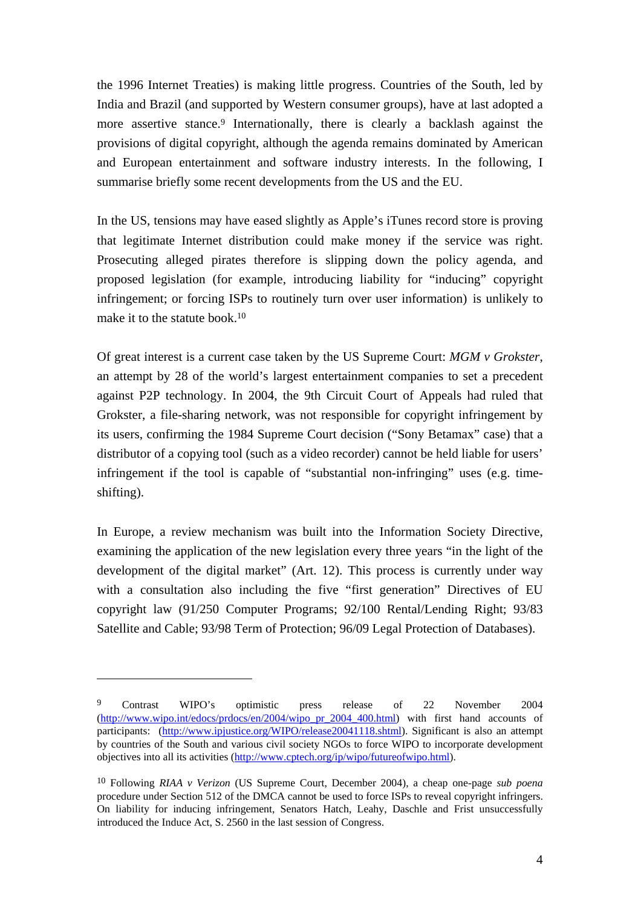the 1996 Internet Treaties) is making little progress. Countries of the South, led by India and Brazil (and supported by Western consumer groups), have at last adopted a more assertive stance.[9] Internationally, there is clearly a backlash against the provisions of digital copyright, although the agenda remains dominated by American and European entertainment and software industry interests. In the following, I summarise briefly some recent developments from the US and the EU.

In the US, tensions may have eased slightly as Apple's iTunes record store is proving that legitimate Internet distribution could make money if the service was right. Prosecuting alleged pirates therefore is slipping down the policy agenda, and proposed legislation (for example, introducing liability for "inducing" copyright infringement; or forcing ISPs to routinely turn over user information) is unlikely to make it to the statute book.[10]

Of great interest is a current case taken by the US Supreme Court: *MGM v Grokster*, an attempt by 28 of the world's largest entertainment companies to set a precedent against P2P technology. In 2004, the 9th Circuit Court of Appeals had ruled that Grokster, a file-sharing network, was not responsible for copyright infringement by its users, confirming the 1984 Supreme Court decision ("Sony Betamax" case) that a distributor of a copying tool (such as a video recorder) cannot be held liable for users' infringement if the tool is capable of "substantial non-infringing" uses (e.g. time-shifting).

In Europe, a review mechanism was built into the Information Society Directive, examining the application of the new legislation every three years "in the light of the development of the digital market" (Art. 12). This process is currently under way with a consultation also including the five "first generation" Directives of EU copyright law (91/250 Computer Programs; 92/100 Rental/Lending Right; 93/83 Satellite and Cable; 93/98 Term of Protection; 96/09 Legal Protection of Databases).

---

[9] Contrast WIPO's optimistic press release of 22 November 2004 (http://www.wipo.int/edocs/prdocs/en/2004/wipo_pr_2004_400.html) with first hand accounts of participants: (http://www.ipjustice.org/WIPO/release20041118.shtml). Significant is also an attempt by countries of the South and various civil society NGOs to force WIPO to incorporate development objectives into all its activities (http://www.cptech.org/ip/wipo/futureofwipo.html).

[10] Following *RIAA v Verizon* (US Supreme Court, December 2004), a cheap one-page *sub poena* procedure under Section 512 of the DMCA cannot be used to force ISPs to reveal copyright infringers. On liability for inducing infringement, Senators Hatch, Leahy, Daschle and Frist unsuccessfully introduced the Induce Act, S. 2560 in the last session of Congress.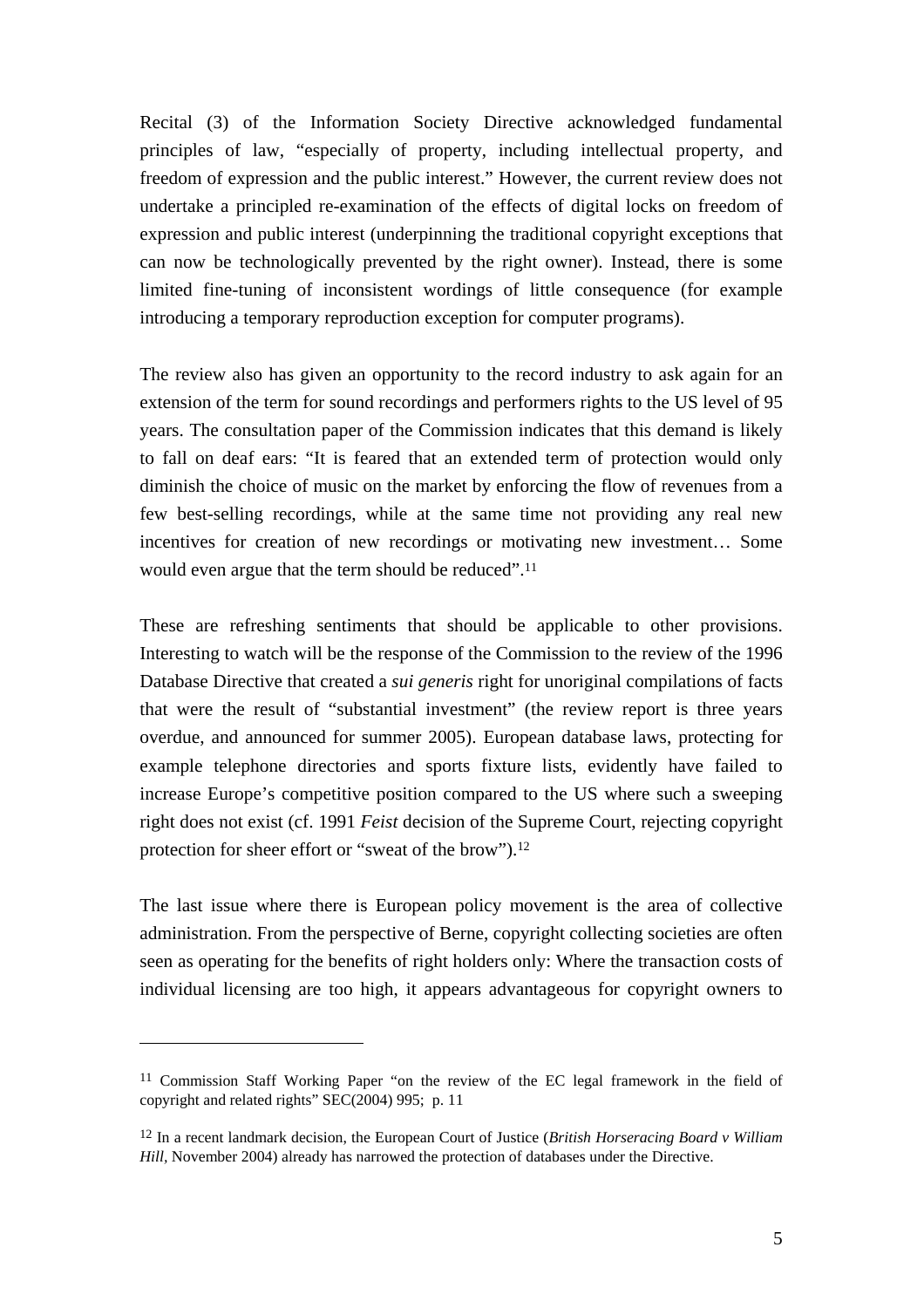Recital (3) of the Information Society Directive acknowledged fundamental principles of law, "especially of property, including intellectual property, and freedom of expression and the public interest." However, the current review does not undertake a principled re-examination of the effects of digital locks on freedom of expression and public interest (underpinning the traditional copyright exceptions that can now be technologically prevented by the right owner). Instead, there is some limited fine-tuning of inconsistent wordings of little consequence (for example introducing a temporary reproduction exception for computer programs).

The review also has given an opportunity to the record industry to ask again for an extension of the term for sound recordings and performers rights to the US level of 95 years. The consultation paper of the Commission indicates that this demand is likely to fall on deaf ears: "It is feared that an extended term of protection would only diminish the choice of music on the market by enforcing the flow of revenues from a few best-selling recordings, while at the same time not providing any real new incentives for creation of new recordings or motivating new investment… Some would even argue that the term should be reduced".[11]

These are refreshing sentiments that should be applicable to other provisions. Interesting to watch will be the response of the Commission to the review of the 1996 Database Directive that created a *sui generis* right for unoriginal compilations of facts that were the result of "substantial investment" (the review report is three years overdue, and announced for summer 2005). European database laws, protecting for example telephone directories and sports fixture lists, evidently have failed to increase Europe's competitive position compared to the US where such a sweeping right does not exist (cf. 1991 *Feist* decision of the Supreme Court, rejecting copyright protection for sheer effort or "sweat of the brow").[12]

The last issue where there is European policy movement is the area of collective administration. From the perspective of Berne, copyright collecting societies are often seen as operating for the benefits of right holders only: Where the transaction costs of individual licensing are too high, it appears advantageous for copyright owners to

---

[11] Commission Staff Working Paper "on the review of the EC legal framework in the field of copyright and related rights" SEC(2004) 995; p. 11

[12] In a recent landmark decision, the European Court of Justice (*British Horseracing Board v William Hill*, November 2004) already has narrowed the protection of databases under the Directive.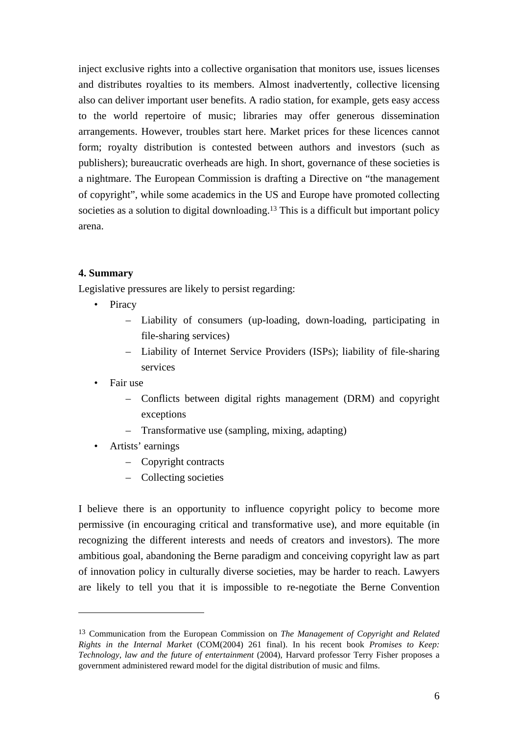inject exclusive rights into a collective organisation that monitors use, issues licenses and distributes royalties to its members. Almost inadvertently, collective licensing also can deliver important user benefits. A radio station, for example, gets easy access to the world repertoire of music; libraries may offer generous dissemination arrangements. However, troubles start here. Market prices for these licences cannot form; royalty distribution is contested between authors and investors (such as publishers); bureaucratic overheads are high. In short, governance of these societies is a nightmare. The European Commission is drafting a Directive on "the management of copyright", while some academics in the US and Europe have promoted collecting societies as a solution to digital downloading.[13] This is a difficult but important policy arena.

**4. Summary**

Legislative pressures are likely to persist regarding:

- Piracy
  - Liability of consumers (up-loading, down-loading, participating in file-sharing services)
  - Liability of Internet Service Providers (ISPs); liability of file-sharing services
- Fair use
  - Conflicts between digital rights management (DRM) and copyright exceptions
  - Transformative use (sampling, mixing, adapting)
- Artists' earnings
  - Copyright contracts
  - Collecting societies

I believe there is an opportunity to influence copyright policy to become more permissive (in encouraging critical and transformative use), and more equitable (in recognizing the different interests and needs of creators and investors). The more ambitious goal, abandoning the Berne paradigm and conceiving copyright law as part of innovation policy in culturally diverse societies, may be harder to reach. Lawyers are likely to tell you that it is impossible to re-negotiate the Berne Convention

---

[13] Communication from the European Commission on *The Management of Copyright and Related Rights in the Internal Market* (COM(2004) 261 final). In his recent book *Promises to Keep: Technology, law and the future of entertainment* (2004), Harvard professor Terry Fisher proposes a government administered reward model for the digital distribution of music and films.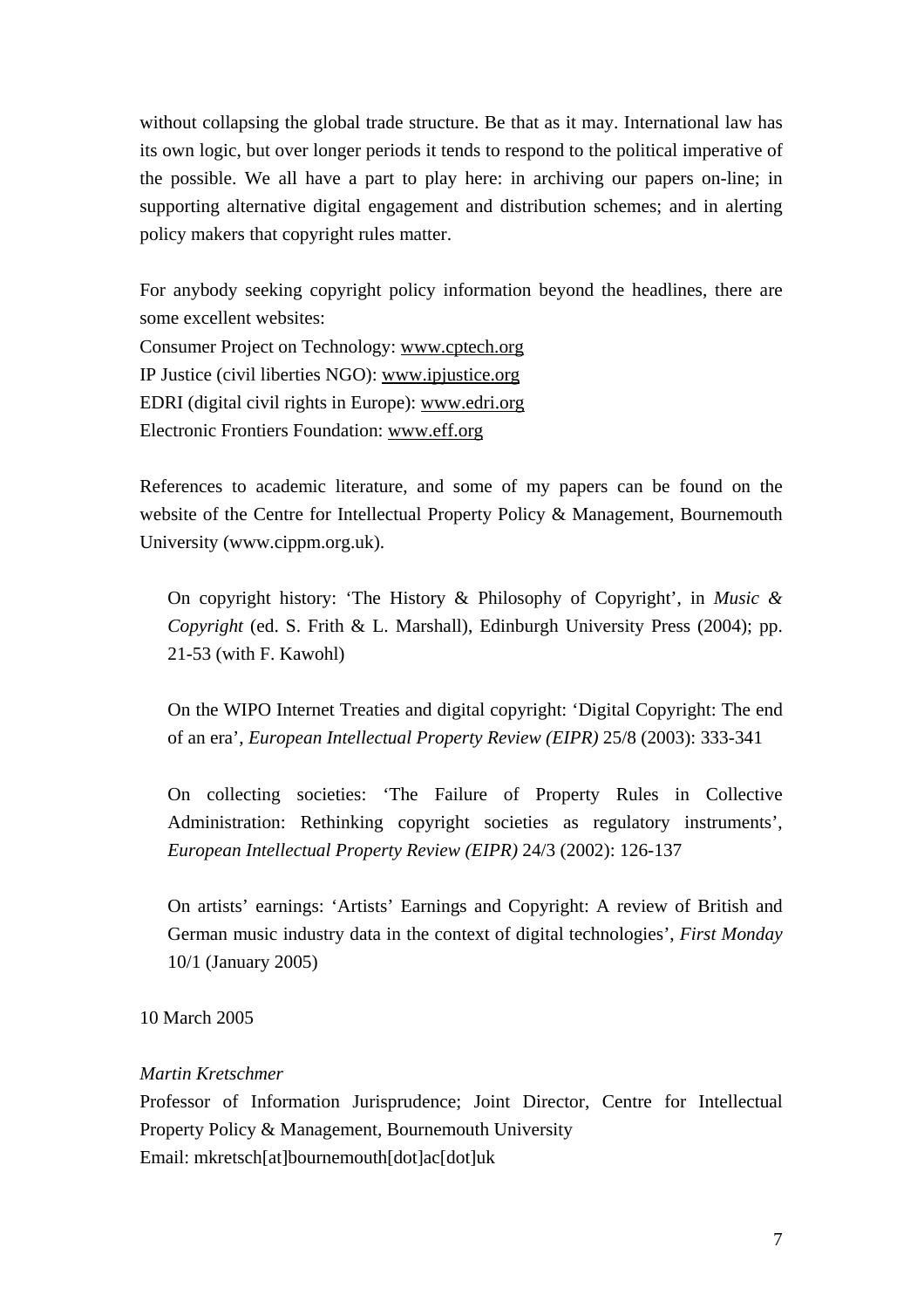without collapsing the global trade structure. Be that as it may. International law has its own logic, but over longer periods it tends to respond to the political imperative of the possible. We all have a part to play here: in archiving our papers on-line; in supporting alternative digital engagement and distribution schemes; and in alerting policy makers that copyright rules matter.

For anybody seeking copyright policy information beyond the headlines, there are some excellent websites:
Consumer Project on Technology: www.cptech.org
IP Justice (civil liberties NGO): www.ipjustice.org
EDRI (digital civil rights in Europe): www.edri.org
Electronic Frontiers Foundation: www.eff.org

References to academic literature, and some of my papers can be found on the website of the Centre for Intellectual Property Policy & Management, Bournemouth University (www.cippm.org.uk).

On copyright history: 'The History & Philosophy of Copyright', in *Music & Copyright* (ed. S. Frith & L. Marshall), Edinburgh University Press (2004); pp. 21-53 (with F. Kawohl)

On the WIPO Internet Treaties and digital copyright: 'Digital Copyright: The end of an era', *European Intellectual Property Review (EIPR)* 25/8 (2003): 333-341

On collecting societies: 'The Failure of Property Rules in Collective Administration: Rethinking copyright societies as regulatory instruments', *European Intellectual Property Review (EIPR)* 24/3 (2002): 126-137

On artists' earnings: 'Artists' Earnings and Copyright: A review of British and German music industry data in the context of digital technologies', *First Monday* 10/1 (January 2005)

10 March 2005

*Martin Kretschmer*
Professor of Information Jurisprudence; Joint Director, Centre for Intellectual Property Policy & Management, Bournemouth University
Email: mkretsch[at]bournemouth[dot]ac[dot]uk